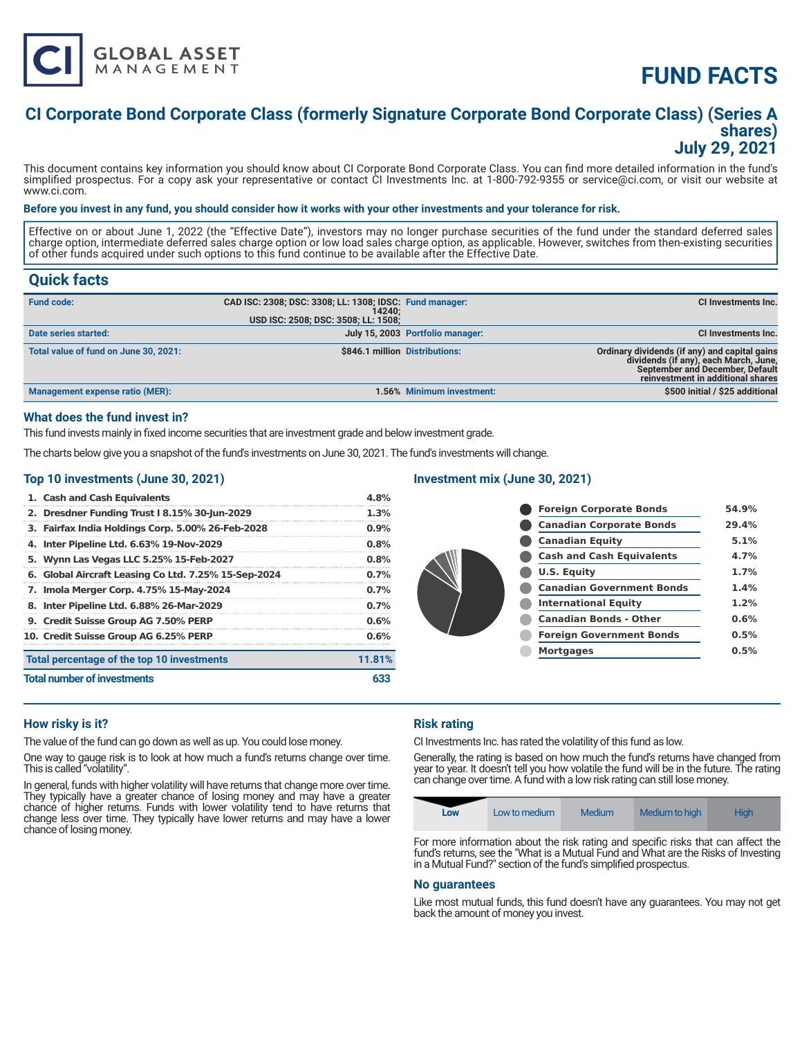# FUND FACTS

## CI Corporate Bond Corporate Class (formerly Signature Corporate Bond Corporate Class) (Series A shares)
## July 29, 2021

This document contains key information you should know about CI Corporate Bond Corporate Class. You can find more detailed information in the fund's simplified prospectus. For a copy ask your representative or contact CI Investments Inc. at 1-800-792-9355 or service@ci.com, or visit our website at www.ci.com.

**Before you invest in any fund, you should consider how it works with your other investments and your tolerance for risk.**

Effective on or about June 1, 2022 (the "Effective Date"), investors may no longer purchase securities of the fund under the standard deferred sales charge option, intermediate deferred sales charge option or low load sales charge option, as applicable. However, switches from then-existing securities of other funds acquired under such options to this fund continue to be available after the Effective Date.

## Quick facts

| | | | |
|---|---|---|---|
| **Fund code:** | CAD ISC: 2308; DSC: 3308; LL: 1308; IDSC: 14240; USD ISC: 2508; DSC: 3508; LL: 1508; | **Fund manager:** | CI Investments Inc. |
| **Date series started:** | July 15, 2003 | **Portfolio manager:** | CI Investments Inc. |
| **Total value of fund on June 30, 2021:** | $846.1 million | **Distributions:** | Ordinary dividends (if any) and capital gains dividends (if any), each March, June, September and December, Default reinvestment in additional shares |
| **Management expense ratio (MER):** | 1.56% | **Minimum investment:** | $500 initial / $25 additional |

### What does the fund invest in?

This fund invests mainly in fixed income securities that are investment grade and below investment grade.

The charts below give you a snapshot of the fund's investments on June 30, 2021. The fund's investments will change.

### Top 10 investments (June 30, 2021)

| | |
|---|---|
| 1. Cash and Cash Equivalents | 4.8% |
| 2. Dresdner Funding Trust I 8.15% 30-Jun-2029 | 1.3% |
| 3. Fairfax India Holdings Corp. 5.00% 26-Feb-2028 | 0.9% |
| 4. Inter Pipeline Ltd. 6.63% 19-Nov-2029 | 0.8% |
| 5. Wynn Las Vegas LLC 5.25% 15-Feb-2027 | 0.8% |
| 6. Global Aircraft Leasing Co Ltd. 7.25% 15-Sep-2024 | 0.7% |
| 7. Imola Merger Corp. 4.75% 15-May-2024 | 0.7% |
| 8. Inter Pipeline Ltd. 6.88% 26-Mar-2029 | 0.7% |
| 9. Credit Suisse Group AG 7.50% PERP | 0.6% |
| 10. Credit Suisse Group AG 6.25% PERP | 0.6% |
| **Total percentage of the top 10 investments** | **11.81%** |
| **Total number of investments** | **633** |

### Investment mix (June 30, 2021)

| | |
|---|---|
| Foreign Corporate Bonds | 54.9% |
| Canadian Corporate Bonds | 29.4% |
| Canadian Equity | 5.1% |
| Cash and Cash Equivalents | 4.7% |
| U.S. Equity | 1.7% |
| Canadian Government Bonds | 1.4% |
| International Equity | 1.2% |
| Canadian Bonds - Other | 0.6% |
| Foreign Government Bonds | 0.5% |
| Mortgages | 0.5% |

### How risky is it?

The value of the fund can go down as well as up. You could lose money.

One way to gauge risk is to look at how much a fund's returns change over time. This is called "volatility".

In general, funds with higher volatility will have returns that change more over time. They typically have a greater chance of losing money and may have a greater chance of higher returns. Funds with lower volatility tend to have returns that change less over time. They typically have lower returns and may have a lower chance of losing money.

### Risk rating

CI Investments Inc. has rated the volatility of this fund as low.

Generally, the rating is based on how much the fund's returns have changed from year to year. It doesn't tell you how volatile the fund will be in the future. The rating can change over time. A fund with a low risk rating can still lose money.

| **Low** | Low to medium | Medium | Medium to high | High |
|---|---|---|---|---|

For more information about the risk rating and specific risks that can affect the fund's returns, see the "What is a Mutual Fund and What are the Risks of Investing in a Mutual Fund?" section of the fund's simplified prospectus.

### No guarantees

Like most mutual funds, this fund doesn't have any guarantees. You may not get back the amount of money you invest.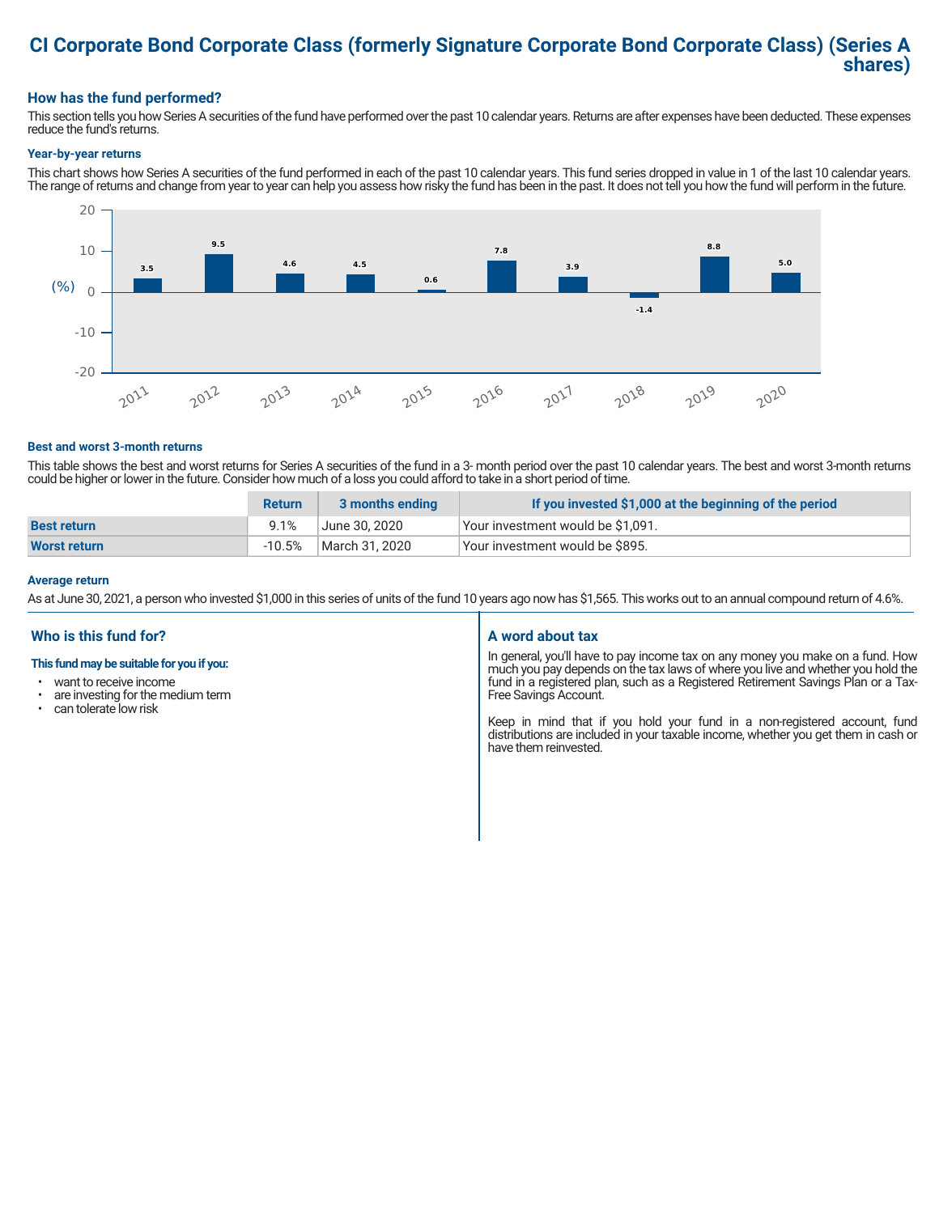# CI Corporate Bond Corporate Class (formerly Signature Corporate Bond Corporate Class) (Series A shares)

## How has the fund performed?

This section tells you how Series A securities of the fund have performed over the past 10 calendar years. Returns are after expenses have been deducted. These expenses reduce the fund's returns.

### Year-by-year returns

This chart shows how Series A securities of the fund performed in each of the past 10 calendar years. This fund series dropped in value in 1 of the last 10 calendar years. The range of returns and change from year to year can help you assess how risky the fund has been in the past. It does not tell you how the fund will perform in the future.

| Year | (%) |
|---|---|
| 2011 | 3.5 |
| 2012 | 9.5 |
| 2013 | 4.6 |
| 2014 | 4.5 |
| 2015 | 0.6 |
| 2016 | 7.8 |
| 2017 | 3.9 |
| 2018 | -1.4 |
| 2019 | 8.8 |
| 2020 | 5.0 |

### Best and worst 3-month returns

This table shows the best and worst returns for Series A securities of the fund in a 3- month period over the past 10 calendar years. The best and worst 3-month returns could be higher or lower in the future. Consider how much of a loss you could afford to take in a short period of time.

| | Return | 3 months ending | If you invested $1,000 at the beginning of the period |
|---|---|---|---|
| **Best return** | 9.1% | June 30, 2020 | Your investment would be $1,091. |
| **Worst return** | -10.5% | March 31, 2020 | Your investment would be $895. |

### Average return

As at June 30, 2021, a person who invested $1,000 in this series of units of the fund 10 years ago now has $1,565. This works out to an annual compound return of 4.6%.

## Who is this fund for?

**This fund may be suitable for you if you:**

- want to receive income
- are investing for the medium term
- can tolerate low risk

## A word about tax

In general, you'll have to pay income tax on any money you make on a fund. How much you pay depends on the tax laws of where you live and whether you hold the fund in a registered plan, such as a Registered Retirement Savings Plan or a Tax-Free Savings Account.

Keep in mind that if you hold your fund in a non-registered account, fund distributions are included in your taxable income, whether you get them in cash or have them reinvested.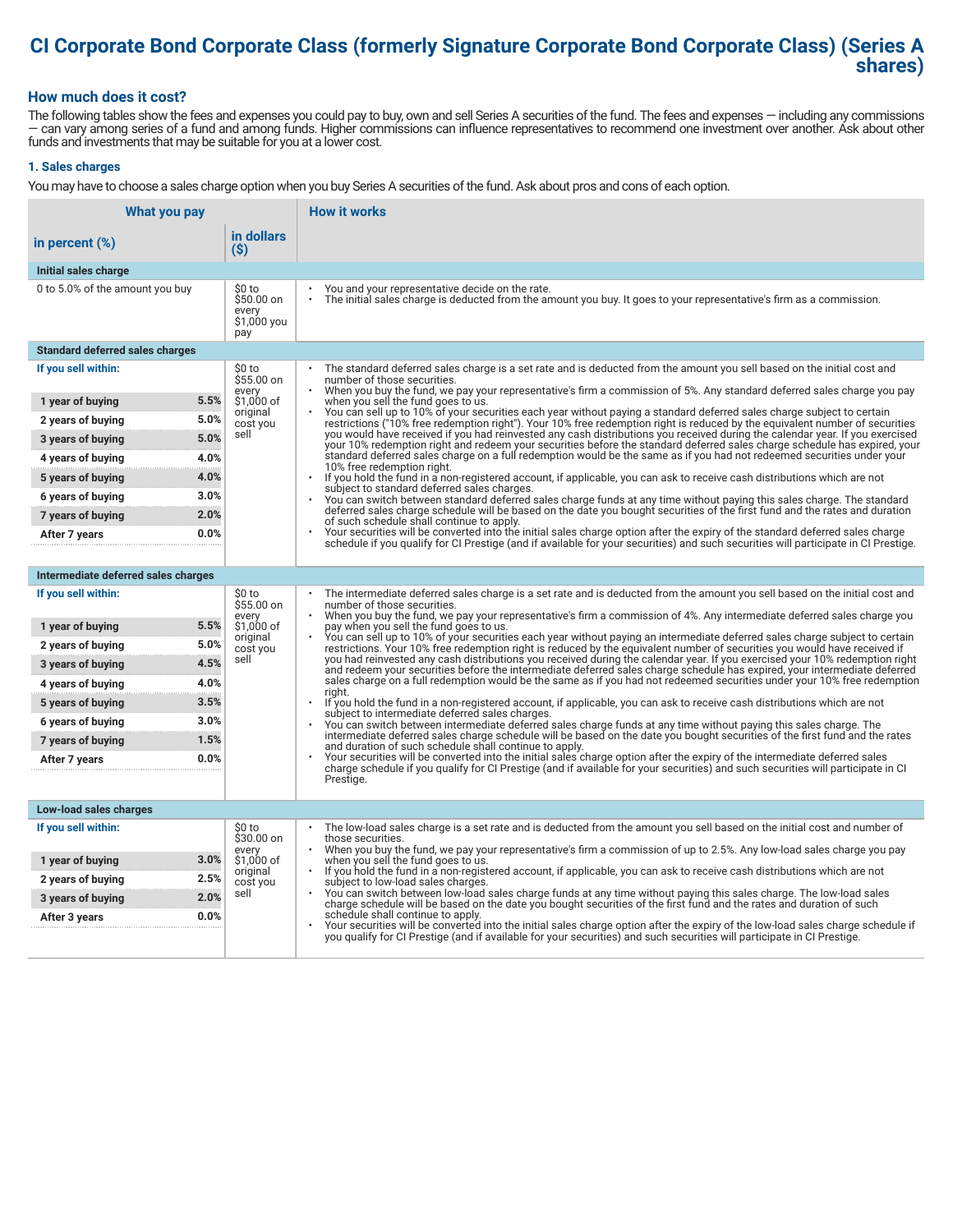# CI Corporate Bond Corporate Class (formerly Signature Corporate Bond Corporate Class) (Series A shares)

## How much does it cost?

The following tables show the fees and expenses you could pay to buy, own and sell Series A securities of the fund. The fees and expenses — including any commissions — can vary among series of a fund and among funds. Higher commissions can influence representatives to recommend one investment over another. Ask about other funds and investments that may be suitable for you at a lower cost.

### 1. Sales charges

You may have to choose a sales charge option when you buy Series A securities of the fund. Ask about pros and cons of each option.

| What you pay | | | How it works |
|---|---|---|---|
| in percent (%) | | in dollars ($) | |
| **Initial sales charge** | | | |
| 0 to 5.0% of the amount you buy | | $0 to $50.00 on every $1,000 you pay | • You and your representative decide on the rate.<br>• The initial sales charge is deducted from the amount you buy. It goes to your representative's firm as a commission. |
| **Standard deferred sales charges** | | | |
| **If you sell within:** | | $0 to $55.00 on every $1,000 of original cost you sell | • The standard deferred sales charge is a set rate and is deducted from the amount you sell based on the initial cost and number of those securities.<br>• When you buy the fund, we pay your representative's firm a commission of 5%. Any standard deferred sales charge you pay when you sell the fund goes to us.<br>• You can sell up to 10% of your securities each year without paying a standard deferred sales charge subject to certain restrictions ("10% free redemption right"). Your 10% free redemption right is reduced by the equivalent number of securities you would have received if you had reinvested any cash distributions you received during the calendar year. If you exercised your 10% redemption right and redeem your securities before the standard deferred sales charge schedule has expired, your standard deferred sales charge on a full redemption would be the same as if you had not redeemed securities under your 10% free redemption right.<br>• If you hold the fund in a non-registered account, if applicable, you can ask to receive cash distributions which are not subject to standard deferred sales charges.<br>• You can switch between standard deferred sales charge funds at any time without paying this sales charge. The standard deferred sales charge schedule will be based on the date you bought securities of the first fund and the rates and duration of such schedule shall continue to apply.<br>• Your securities will be converted into the initial sales charge option after the expiry of the standard deferred sales charge schedule if you qualify for CI Prestige (and if available for your securities) and such securities will participate in CI Prestige. |
| 1 year of buying | 5.5% | | |
| 2 years of buying | 5.0% | | |
| 3 years of buying | 5.0% | | |
| 4 years of buying | 4.0% | | |
| 5 years of buying | 4.0% | | |
| 6 years of buying | 3.0% | | |
| 7 years of buying | 2.0% | | |
| After 7 years | 0.0% | | |
| **Intermediate deferred sales charges** | | | |
| **If you sell within:** | | $0 to $55.00 on every $1,000 of original cost you sell | • The intermediate deferred sales charge is a set rate and is deducted from the amount you sell based on the initial cost and number of those securities.<br>• When you buy the fund, we pay your representative's firm a commission of 4%. Any intermediate deferred sales charge you pay when you sell the fund goes to us.<br>• You can sell up to 10% of your securities each year without paying an intermediate deferred sales charge subject to certain restrictions. Your 10% free redemption right is reduced by the equivalent number of securities you would have received if you had reinvested any cash distributions you received during the calendar year. If you exercised your 10% redemption right and redeem your securities before the intermediate deferred sales charge schedule has expired, your intermediate deferred sales charge on a full redemption would be the same as if you had not redeemed securities under your 10% free redemption right.<br>• If you hold the fund in a non-registered account, if applicable, you can ask to receive cash distributions which are not subject to intermediate deferred sales charges.<br>• You can switch between intermediate deferred sales charge funds at any time without paying this sales charge. The intermediate deferred sales charge schedule will be based on the date you bought securities of the first fund and the rates and duration of such schedule shall continue to apply.<br>• Your securities will be converted into the initial sales charge option after the expiry of the intermediate deferred sales charge schedule if you qualify for CI Prestige (and if available for your securities) and such securities will participate in CI Prestige. |
| 1 year of buying | 5.5% | | |
| 2 years of buying | 5.0% | | |
| 3 years of buying | 4.5% | | |
| 4 years of buying | 4.0% | | |
| 5 years of buying | 3.5% | | |
| 6 years of buying | 3.0% | | |
| 7 years of buying | 1.5% | | |
| After 7 years | 0.0% | | |
| **Low-load sales charges** | | | |
| **If you sell within:** | | $0 to $30.00 on every $1,000 of original cost you sell | • The low-load sales charge is a set rate and is deducted from the amount you sell based on the initial cost and number of those securities.<br>• When you buy the fund, we pay your representative's firm a commission of up to 2.5%. Any low-load sales charge you pay when you sell the fund goes to us.<br>• If you hold the fund in a non-registered account, if applicable, you can ask to receive cash distributions which are not subject to low-load sales charges.<br>• You can switch between low-load sales charge funds at any time without paying this sales charge. The low-load sales charge schedule will be based on the date you bought securities of the first fund and the rates and duration of such schedule shall continue to apply.<br>• Your securities will be converted into the initial sales charge option after the expiry of the low-load sales charge schedule if you qualify for CI Prestige (and if available for your securities) and such securities will participate in CI Prestige. |
| 1 year of buying | 3.0% | | |
| 2 years of buying | 2.5% | | |
| 3 years of buying | 2.0% | | |
| After 3 years | 0.0% | | |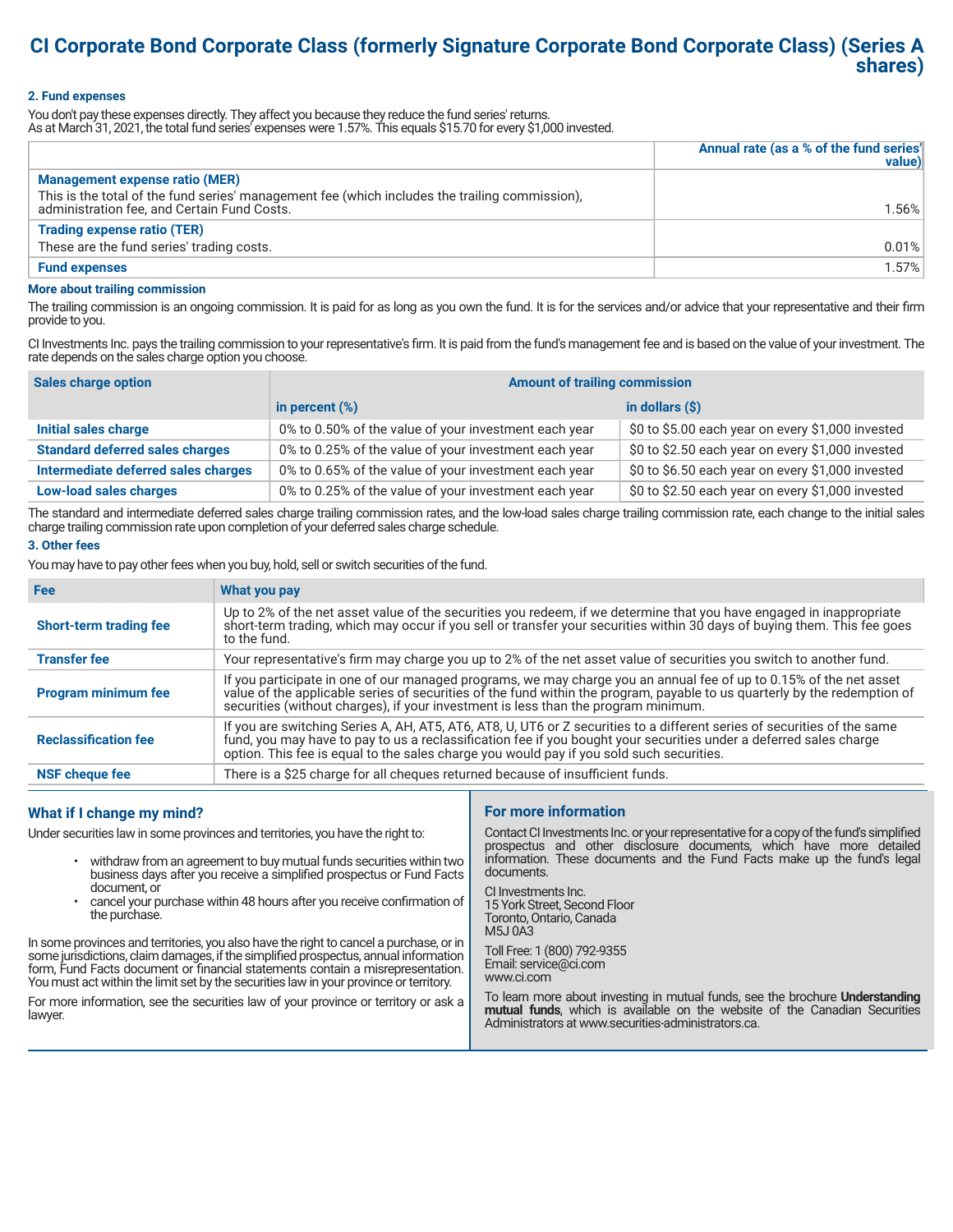# CI Corporate Bond Corporate Class (formerly Signature Corporate Bond Corporate Class) (Series A shares)

### 2. Fund expenses

You don't pay these expenses directly. They affect you because they reduce the fund series' returns.
As at March 31, 2021, the total fund series' expenses were 1.57%. This equals $15.70 for every $1,000 invested.

| | Annual rate (as a % of the fund series' value) |
|---|---|
| **Management expense ratio (MER)**<br>This is the total of the fund series' management fee (which includes the trailing commission), administration fee, and Certain Fund Costs. | 1.56% |
| **Trading expense ratio (TER)**<br>These are the fund series' trading costs. | 0.01% |
| **Fund expenses** | 1.57% |

#### More about trailing commission

The trailing commission is an ongoing commission. It is paid for as long as you own the fund. It is for the services and/or advice that your representative and their firm provide to you.

CI Investments Inc. pays the trailing commission to your representative's firm. It is paid from the fund's management fee and is based on the value of your investment. The rate depends on the sales charge option you choose.

| Sales charge option | Amount of trailing commission | |
|---|---|---|
| | in percent (%) | in dollars ($) |
| Initial sales charge | 0% to 0.50% of the value of your investment each year | $0 to $5.00 each year on every $1,000 invested |
| Standard deferred sales charges | 0% to 0.25% of the value of your investment each year | $0 to $2.50 each year on every $1,000 invested |
| Intermediate deferred sales charges | 0% to 0.65% of the value of your investment each year | $0 to $6.50 each year on every $1,000 invested |
| Low-load sales charges | 0% to 0.25% of the value of your investment each year | $0 to $2.50 each year on every $1,000 invested |

The standard and intermediate deferred sales charge trailing commission rates, and the low-load sales charge trailing commission rate, each change to the initial sales charge trailing commission rate upon completion of your deferred sales charge schedule.

### 3. Other fees

You may have to pay other fees when you buy, hold, sell or switch securities of the fund.

| Fee | What you pay |
|---|---|
| Short-term trading fee | Up to 2% of the net asset value of the securities you redeem, if we determine that you have engaged in inappropriate short-term trading, which may occur if you sell or transfer your securities within 30 days of buying them. This fee goes to the fund. |
| Transfer fee | Your representative's firm may charge you up to 2% of the net asset value of securities you switch to another fund. |
| Program minimum fee | If you participate in one of our managed programs, we may charge you an annual fee of up to 0.15% of the net asset value of the applicable series of securities of the fund within the program, payable to us quarterly by the redemption of securities (without charges), if your investment is less than the program minimum. |
| Reclassification fee | If you are switching Series A, AH, AT5, AT6, AT8, U, UT6 or Z securities to a different series of securities of the same fund, you may have to pay to us a reclassification fee if you bought your securities under a deferred sales charge option. This fee is equal to the sales charge you would pay if you sold such securities. |
| NSF cheque fee | There is a $25 charge for all cheques returned because of insufficient funds. |

## What if I change my mind?

Under securities law in some provinces and territories, you have the right to:

- withdraw from an agreement to buy mutual funds securities within two business days after you receive a simplified prospectus or Fund Facts document, or
- cancel your purchase within 48 hours after you receive confirmation of the purchase.

In some provinces and territories, you also have the right to cancel a purchase, or in some jurisdictions, claim damages, if the simplified prospectus, annual information form, Fund Facts document or financial statements contain a misrepresentation. You must act within the limit set by the securities law in your province or territory.

For more information, see the securities law of your province or territory or ask a lawyer.

## For more information

Contact CI Investments Inc. or your representative for a copy of the fund's simplified prospectus and other disclosure documents, which have more detailed information. These documents and the Fund Facts make up the fund's legal documents.

CI Investments Inc.
15 York Street, Second Floor
Toronto, Ontario, Canada
M5J 0A3

Toll Free: 1 (800) 792-9355
Email: service@ci.com
www.ci.com

To learn more about investing in mutual funds, see the brochure **Understanding mutual funds**, which is available on the website of the Canadian Securities Administrators at www.securities-administrators.ca.